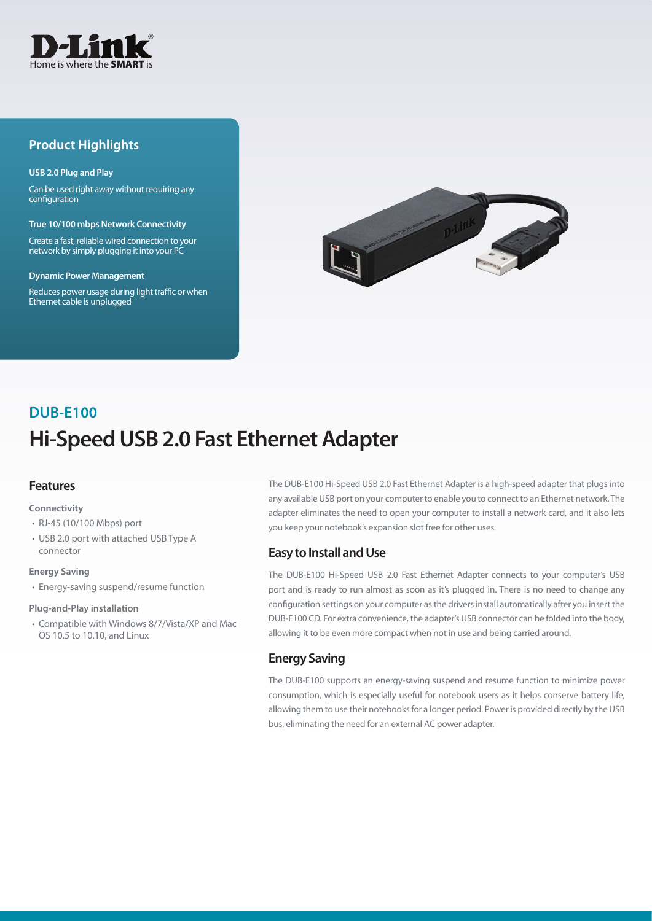D-Link
Home is where the **SMART** is

## Product Highlights

**USB 2.0 Plug and Play**

Can be used right away without requiring any configuration

**True 10/100 mbps Network Connectivity**

Create a fast, reliable wired connection to your network by simply plugging it into your PC

**Dynamic Power Management**

Reduces power usage during light traffic or when Ethernet cable is unplugged

## DUB-E100

# Hi-Speed USB 2.0 Fast Ethernet Adapter

### Features

**Connectivity**

- RJ-45 (10/100 Mbps) port
- USB 2.0 port with attached USB Type A connector

**Energy Saving**

- Energy-saving suspend/resume function

**Plug-and-Play installation**

- Compatible with Windows 8/7/Vista/XP and Mac OS 10.5 to 10.10, and Linux

The DUB-E100 Hi-Speed USB 2.0 Fast Ethernet Adapter is a high-speed adapter that plugs into any available USB port on your computer to enable you to connect to an Ethernet network. The adapter eliminates the need to open your computer to install a network card, and it also lets you keep your notebook's expansion slot free for other uses.

### Easy to Install and Use

The DUB-E100 Hi-Speed USB 2.0 Fast Ethernet Adapter connects to your computer's USB port and is ready to run almost as soon as it's plugged in. There is no need to change any configuration settings on your computer as the drivers install automatically after you insert the DUB-E100 CD. For extra convenience, the adapter's USB connector can be folded into the body, allowing it to be even more compact when not in use and being carried around.

### Energy Saving

The DUB-E100 supports an energy-saving suspend and resume function to minimize power consumption, which is especially useful for notebook users as it helps conserve battery life, allowing them to use their notebooks for a longer period. Power is provided directly by the USB bus, eliminating the need for an external AC power adapter.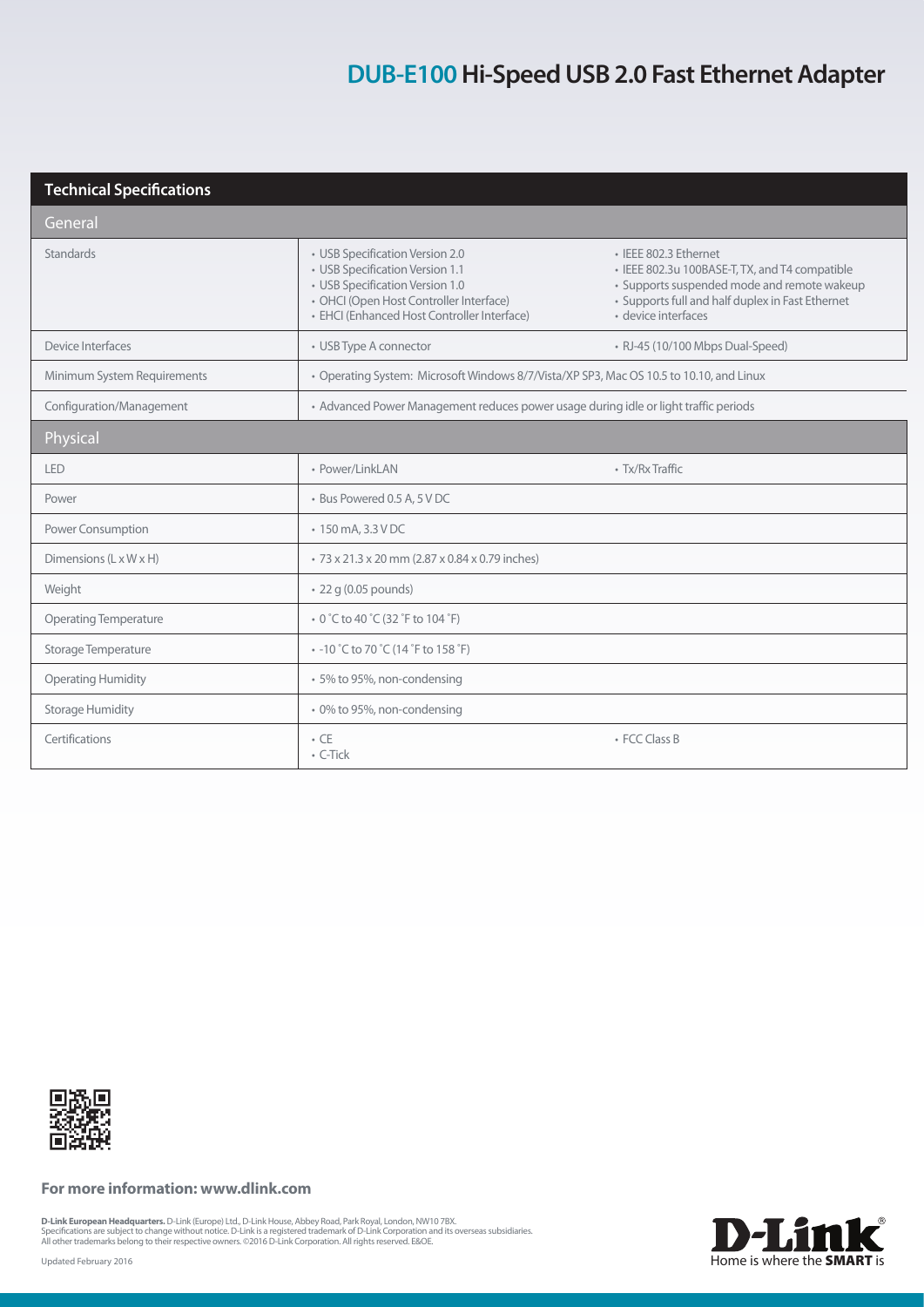# DUB-E100 Hi-Speed USB 2.0 Fast Ethernet Adapter

| Technical Specifications | | |
|---|---|---|
| **General** | | |
| Standards | • USB Specification Version 2.0<br>• USB Specification Version 1.1<br>• USB Specification Version 1.0<br>• OHCI (Open Host Controller Interface)<br>• EHCI (Enhanced Host Controller Interface) | • IEEE 802.3 Ethernet<br>• IEEE 802.3u 100BASE-T, TX, and T4 compatible<br>• Supports suspended mode and remote wakeup<br>• Supports full and half duplex in Fast Ethernet<br>• device interfaces |
| Device Interfaces | • USB Type A connector | • RJ-45 (10/100 Mbps Dual-Speed) |
| Minimum System Requirements | • Operating System: Microsoft Windows 8/7/Vista/XP SP3, Mac OS 10.5 to 10.10, and Linux | |
| Configuration/Management | • Advanced Power Management reduces power usage during idle or light traffic periods | |
| **Physical** | | |
| LED | • Power/LinkLAN | • Tx/Rx Traffic |
| Power | • Bus Powered 0.5 A, 5 V DC | |
| Power Consumption | • 150 mA, 3.3 V DC | |
| Dimensions (L x W x H) | • 73 x 21.3 x 20 mm (2.87 x 0.84 x 0.79 inches) | |
| Weight | • 22 g (0.05 pounds) | |
| Operating Temperature | • 0 ˚C to 40 ˚C (32 ˚F to 104 ˚F) | |
| Storage Temperature | • -10 ˚C to 70 ˚C (14 ˚F to 158 ˚F) | |
| Operating Humidity | • 5% to 95%, non-condensing | |
| Storage Humidity | • 0% to 95%, non-condensing | |
| Certifications | • CE<br>• C-Tick | • FCC Class B |

**For more information: www.dlink.com**

**D-Link European Headquarters.** D-Link (Europe) Ltd., D-Link House, Abbey Road, Park Royal, London, NW10 7BX.
Specifications are subject to change without notice. D-Link is a registered trademark of D-Link Corporation and its overseas subsidiaries.
All other trademarks belong to their respective owners. ©2016 D-Link Corporation. All rights reserved. E&OE.

Updated February 2016

D-Link®
Home is where the **SMART** is